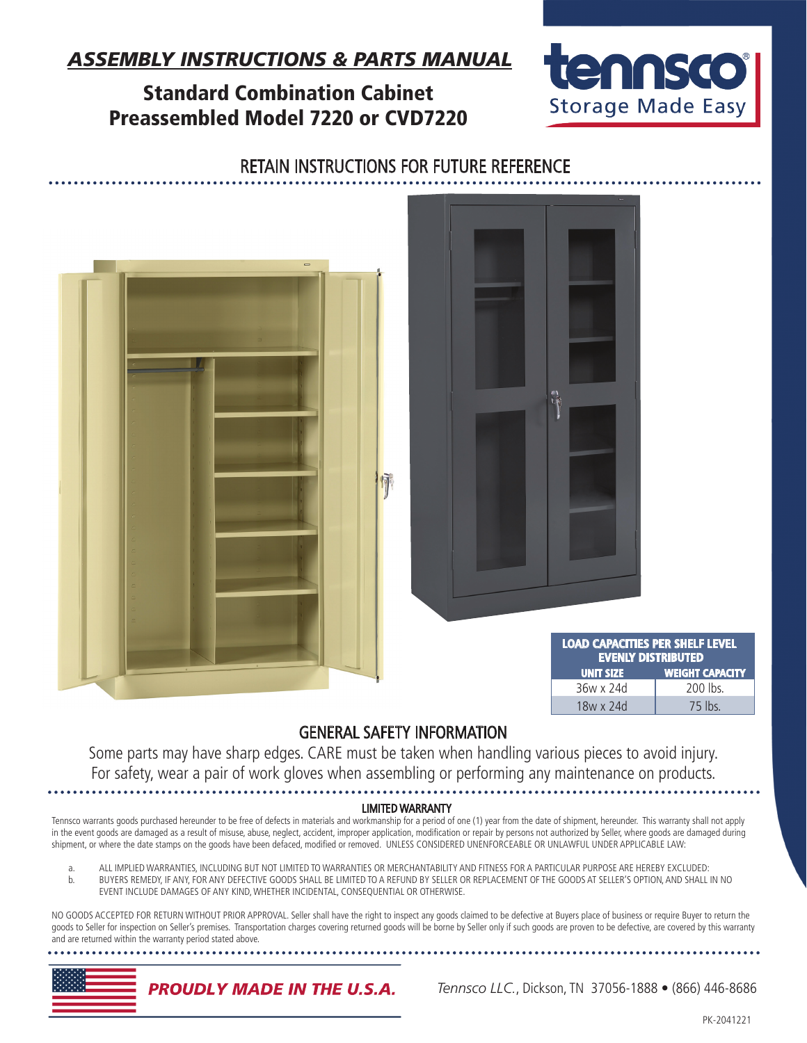# *ASSEMBLY INSTRUCTIONS & PARTS MANUAL*

## Standard Combination Cabinet
## Preassembled Model 7220 or CVD7220

tennsco®
Storage Made Easy

RETAIN INSTRUCTIONS FOR FUTURE REFERENCE

| LOAD CAPACITIES PER SHELF LEVEL EVENLY DISTRIBUTED | |
|---|---|
| **UNIT SIZE** | **WEIGHT CAPACITY** |
| 36w x 24d | 200 lbs. |
| 18w x 24d | 75 lbs. |

## GENERAL SAFETY INFORMATION

Some parts may have sharp edges. CARE must be taken when handling various pieces to avoid injury. For safety, wear a pair of work gloves when assembling or performing any maintenance on products.

### LIMITED WARRANTY

Tennsco warrants goods purchased hereunder to be free of defects in materials and workmanship for a period of one (1) year from the date of shipment, hereunder. This warranty shall not apply in the event goods are damaged as a result of misuse, abuse, neglect, accident, improper application, modification or repair by persons not authorized by Seller, where goods are damaged during shipment, or where the date stamps on the goods have been defaced, modified or removed. UNLESS CONSIDERED UNENFORCEABLE OR UNLAWFUL UNDER APPLICABLE LAW:

a. ALL IMPLIED WARRANTIES, INCLUDING BUT NOT LIMITED TO WARRANTIES OR MERCHANTABILITY AND FITNESS FOR A PARTICULAR PURPOSE ARE HEREBY EXCLUDED:
b. BUYERS REMEDY, IF ANY, FOR ANY DEFECTIVE GOODS SHALL BE LIMITED TO A REFUND BY SELLER OR REPLACEMENT OF THE GOODS AT SELLER'S OPTION, AND SHALL IN NO EVENT INCLUDE DAMAGES OF ANY KIND, WHETHER INCIDENTAL, CONSEQUENTIAL OR OTHERWISE.

NO GOODS ACCEPTED FOR RETURN WITHOUT PRIOR APPROVAL. Seller shall have the right to inspect any goods claimed to be defective at Buyers place of business or require Buyer to return the goods to Seller for inspection on Seller's premises. Transportation charges covering returned goods will be borne by Seller only if such goods are proven to be defective, are covered by this warranty and are returned within the warranty period stated above.

***PROUDLY MADE IN THE U.S.A.***

*Tennsco LLC.*, Dickson, TN 37056-1888 • (866) 446-8686

PK-2041221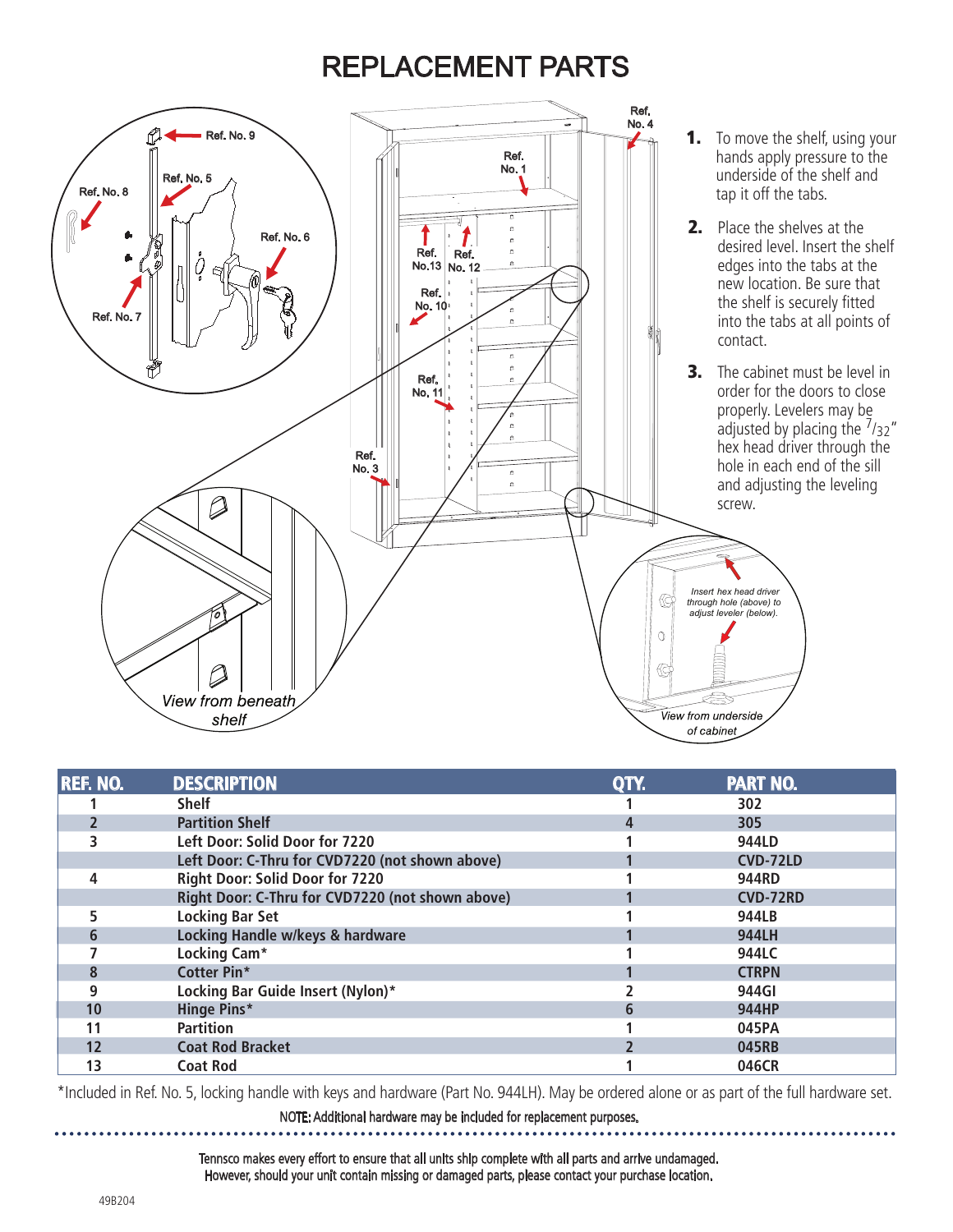# REPLACEMENT PARTS

1. To move the shelf, using your hands apply pressure to the underside of the shelf and tap it off the tabs.
2. Place the shelves at the desired level. Insert the shelf edges into the tabs at the new location. Be sure that the shelf is securely fitted into the tabs at all points of contact.
3. The cabinet must be level in order for the doors to close properly. Levelers may be adjusted by placing the 7/32" hex head driver through the hole in each end of the sill and adjusting the leveling screw.

Ref. No. 9

Ref. No. 5

Ref. No. 8

Ref. No. 6

Ref. No. 7

Ref. No. 4

Ref. No. 1

Ref. No.13

Ref. No. 12

Ref. No. 10

Ref. No. 11

Ref. No. 3

View from beneath shelf

Insert hex head driver through hole (above) to adjust leveler (below).

View from underside of cabinet

| REF. NO. | DESCRIPTION | QTY. | PART NO. |
|---|---|---|---|
| 1 | Shelf | 1 | 302 |
| 2 | Partition Shelf | 4 | 305 |
| 3 | Left Door: Solid Door for 7220 | 1 | 944LD |
| | Left Door: C-Thru for CVD7220 (not shown above) | 1 | CVD-72LD |
| 4 | Right Door: Solid Door for 7220 | 1 | 944RD |
| | Right Door: C-Thru for CVD7220 (not shown above) | 1 | CVD-72RD |
| 5 | Locking Bar Set | 1 | 944LB |
| 6 | Locking Handle w/keys & hardware | 1 | 944LH |
| 7 | Locking Cam* | 1 | 944LC |
| 8 | Cotter Pin* | 1 | CTRPN |
| 9 | Locking Bar Guide Insert (Nylon)* | 2 | 944GI |
| 10 | Hinge Pins* | 6 | 944HP |
| 11 | Partition | 1 | 045PA |
| 12 | Coat Rod Bracket | 2 | 045RB |
| 13 | Coat Rod | 1 | 046CR |

*Included in Ref. No. 5, locking handle with keys and hardware (Part No. 944LH). May be ordered alone or as part of the full hardware set.

NOTE: Additional hardware may be included for replacement purposes.

Tennsco makes every effort to ensure that all units ship complete with all parts and arrive undamaged. However, should your unit contain missing or damaged parts, please contact your purchase location.

49B204